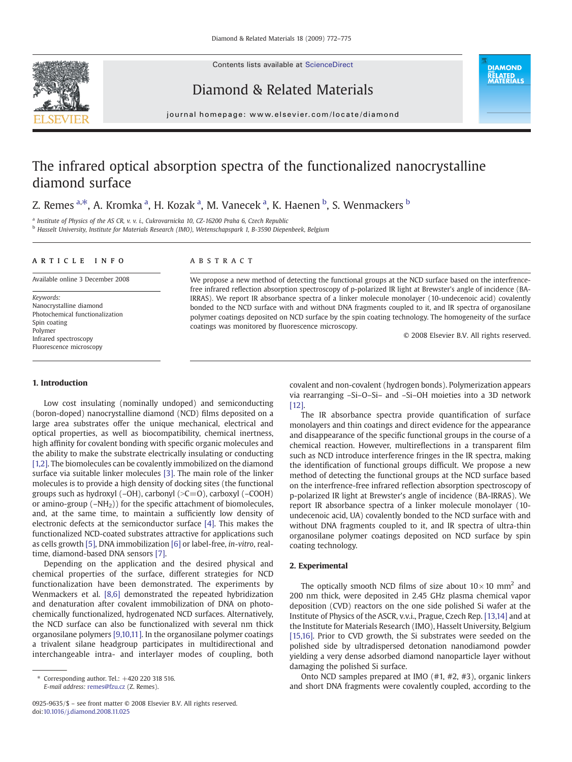# The infrared optical absorption spectra of the functionalized nanocrystalline diamond surface

Z. Remes [a,*], A. Kromka [a], H. Kozak [a], M. Vanecek [a], K. Haenen [b], S. Wenmackers [b]

[a] Institute of Physics of the AS CR, v. v. i., Cukrovarnicka 10, CZ-16200 Praha 6, Czech Republic
[b] Hasselt University, Institute for Materials Research (IMO), Wetenschapspark 1, B-3590 Diepenbeek, Belgium

## ARTICLE INFO

Available online 3 December 2008

*Keywords:*
Nanocrystalline diamond
Photochemical functionalization
Spin coating
Polymer
Infrared spectroscopy
Fluorescence microscopy

## ABSTRACT

We propose a new method of detecting the functional groups at the NCD surface based on the interference-free infrared reflection absorption spectroscopy of p-polarized IR light at Brewster's angle of incidence (BA-IRRAS). We report IR absorbance spectra of a linker molecule monolayer (10-undecenoic acid) covalently bonded to the NCD surface with and without DNA fragments coupled to it, and IR spectra of organosilane polymer coatings deposited on NCD surface by the spin coating technology. The homogeneity of the surface coatings was monitored by fluorescence microscopy.

© 2008 Elsevier B.V. All rights reserved.

## 1. Introduction

Low cost insulating (nominally undoped) and semiconducting (boron-doped) nanocrystalline diamond (NCD) films deposited on a large area substrates offer the unique mechanical, electrical and optical properties, as well as biocompatibility, chemical inertness, high affinity for covalent bonding with specific organic molecules and the ability to make the substrate electrically insulating or conducting [1,2]. The biomolecules can be covalently immobilized on the diamond surface via suitable linker molecules [3]. The main role of the linker molecules is to provide a high density of docking sites (the functional groups such as hydroxyl (–OH), carbonyl (>C=O), carboxyl (–COOH) or amino-group (–$NH_2$)) for the specific attachment of biomolecules, and, at the same time, to maintain a sufficiently low density of electronic defects at the semiconductor surface [4]. This makes the functionalized NCD-coated substrates attractive for applications such as cells growth [5], DNA immobilization [6] or label-free, *in-vitro*, real-time, diamond-based DNA sensors [7].

Depending on the application and the desired physical and chemical properties of the surface, different strategies for NCD functionalization have been demonstrated. The experiments by Wenmackers et al. [8,6] demonstrated the repeated hybridization and denaturation after covalent immobilization of DNA on photo-chemically functionalized, hydrogenated NCD surfaces. Alternatively, the NCD surface can also be functionalized with several nm thick organosilane polymers [9,10,11]. In the organosilane polymer coatings a trivalent silane headgroup participates in multidirectional and interchangeable intra- and interlayer modes of coupling, both covalent and non-covalent (hydrogen bonds). Polymerization appears via rearranging –Si–O–Si– and –Si–OH moieties into a 3D network [12].

The IR absorbance spectra provide quantification of surface monolayers and thin coatings and direct evidence for the appearance and disappearance of the specific functional groups in the course of a chemical reaction. However, multireflections in a transparent film such as NCD introduce interference fringes in the IR spectra, making the identification of functional groups difficult. We propose a new method of detecting the functional groups at the NCD surface based on the interference-free infrared reflection absorption spectroscopy of p-polarized IR light at Brewster's angle of incidence (BA-IRRAS). We report IR absorbance spectra of a linker molecule monolayer (10-undecenoic acid, UA) covalently bonded to the NCD surface with and without DNA fragments coupled to it, and IR spectra of ultra-thin organosilane polymer coatings deposited on NCD surface by spin coating technology.

## 2. Experimental

The optically smooth NCD films of size about 10 × 10 $mm^2$ and 200 nm thick, were deposited in 2.45 GHz plasma chemical vapor deposition (CVD) reactors on the one side polished Si wafer at the Institute of Physics of the ASCR, v.v.i., Prague, Czech Rep. [13,14] and at the Institute for Materials Research (IMO), Hasselt University, Belgium [15,16]. Prior to CVD growth, the Si substrates were seeded on the polished side by ultradispersed detonation nanodiamond powder yielding a very dense adsorbed diamond nanoparticle layer without damaging the polished Si surface.

Onto NCD samples prepared at IMO (#1, #2, #3), organic linkers and short DNA fragments were covalently coupled, according to the

\* Corresponding author. Tel.: +420 220 318 516.
*E-mail address:* remes@fzu.cz (Z. Remes).

0925-9635/$ – see front matter © 2008 Elsevier B.V. All rights reserved.
doi:10.1016/j.diamond.2008.11.025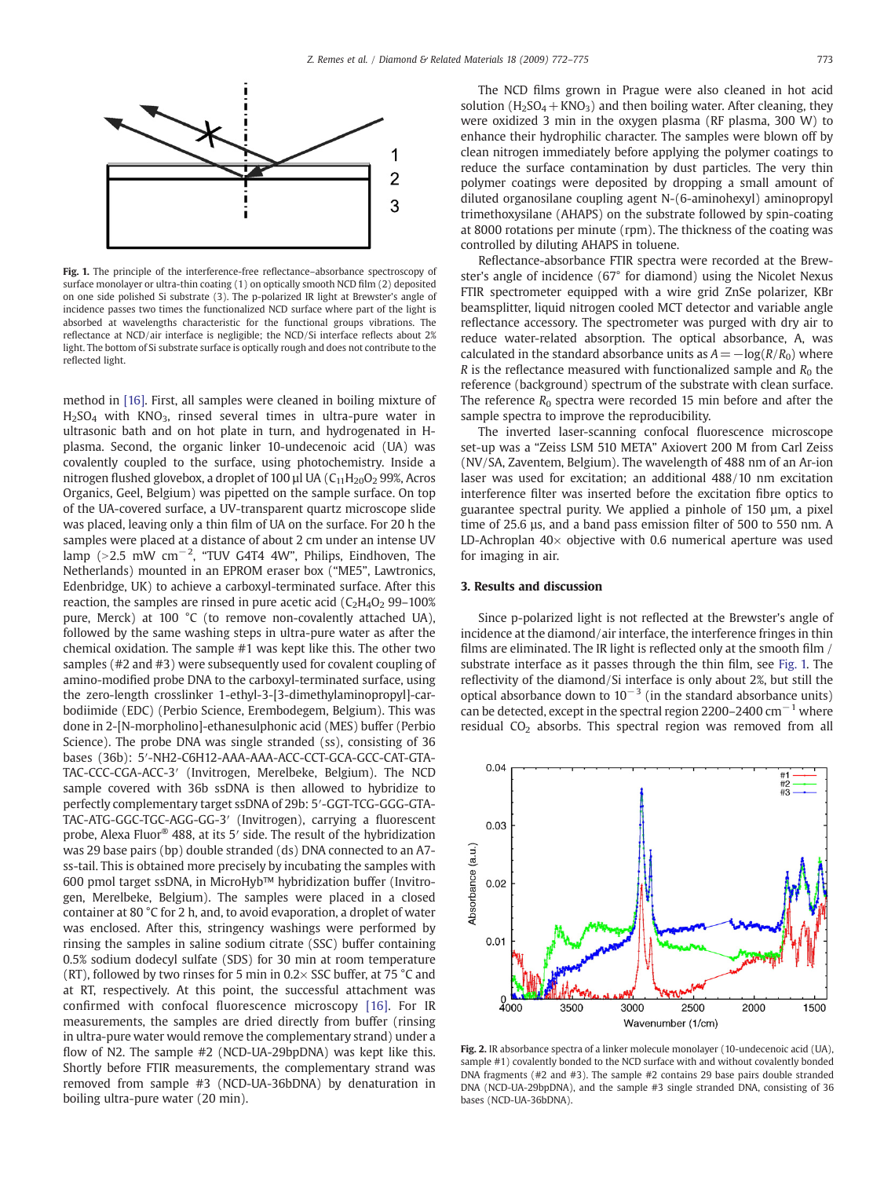Fig. 1. The principle of the interference-free reflectance–absorbance spectroscopy of surface monolayer or ultra-thin coating (1) on optically smooth NCD film (2) deposited on one side polished Si substrate (3). The p-polarized IR light at Brewster's angle of incidence passes two times the functionalized NCD surface where part of the light is absorbed at wavelengths characteristic for the functional groups vibrations. The reflectance at NCD/air interface is negligible; the NCD/Si interface reflects about 2% light. The bottom of Si substrate surface is optically rough and does not contribute to the reflected light.

method in [16]. First, all samples were cleaned in boiling mixture of $H_2SO_4$ with $KNO_3$, rinsed several times in ultra-pure water in ultrasonic bath and on hot plate in turn, and hydrogenated in H-plasma. Second, the organic linker 10-undecenoic acid (UA) was covalently coupled to the surface, using photochemistry. Inside a nitrogen flushed glovebox, a droplet of 100 µl UA ($C_{11}H_{20}O_2$ 99%, Acros Organics, Geel, Belgium) was pipetted on the sample surface. On top of the UA-covered surface, a UV-transparent quartz microscope slide was placed, leaving only a thin film of UA on the surface. For 20 h the samples were placed at a distance of about 2 cm under an intense UV lamp (>2.5 mW $cm^{-2}$, "TUV G4T4 4W", Philips, Eindhoven, The Netherlands) mounted in an EPROM eraser box ("ME5", Lawtronics, Edenbridge, UK) to achieve a carboxyl-terminated surface. After this reaction, the samples are rinsed in pure acetic acid ($C_2H_4O_2$ 99–100% pure, Merck) at 100 °C (to remove non-covalently attached UA), followed by the same washing steps in ultra-pure water as after the chemical oxidation. The sample #1 was kept like this. The other two samples (#2 and #3) were subsequently used for covalent coupling of amino-modified probe DNA to the carboxyl-terminated surface, using the zero-length crosslinker 1-ethyl-3-[3-dimethylaminopropyl]-carbodiimide (EDC) (Perbio Science, Erembodegem, Belgium). This was done in 2-[N-morpholino]-ethanesulphonic acid (MES) buffer (Perbio Science). The probe DNA was single stranded (ss), consisting of 36 bases (36b): 5′-NH2-C6H12-AAA-AAA-ACC-CCT-GCA-GCC-CAT-GTA-TAC-CCC-CGA-ACC-3′ (Invitrogen, Merelbeke, Belgium). The NCD sample covered with 36b ssDNA is then allowed to hybridize to perfectly complementary target ssDNA of 29b: 5′-GGT-TCG-GGG-GTA-TAC-ATG-GGC-TGC-AGG-GG-3′ (Invitrogen), carrying a fluorescent probe, Alexa Fluor® 488, at its 5′ side. The result of the hybridization was 29 base pairs (bp) double stranded (ds) DNA connected to an A7-ss-tail. This is obtained more precisely by incubating the samples with 600 pmol target ssDNA, in MicroHyb™ hybridization buffer (Invitrogen, Merelbeke, Belgium). The samples were placed in a closed container at 80 °C for 2 h, and, to avoid evaporation, a droplet of water was enclosed. After this, stringency washings were performed by rinsing the samples in saline sodium citrate (SSC) buffer containing 0.5% sodium dodecyl sulfate (SDS) for 30 min at room temperature (RT), followed by two rinses for 5 min in 0.2× SSC buffer, at 75 °C and at RT, respectively. At this point, the successful attachment was confirmed with confocal fluorescence microscopy [16]. For IR measurements, the samples are dried directly from buffer (rinsing in ultra-pure water would remove the complementary strand) under a flow of N2. The sample #2 (NCD-UA-29bpDNA) was kept like this. Shortly before FTIR measurements, the complementary strand was removed from sample #3 (NCD-UA-36bDNA) by denaturation in boiling ultra-pure water (20 min).

The NCD films grown in Prague were also cleaned in hot acid solution ($H_2SO_4 + KNO_3$) and then boiling water. After cleaning, they were oxidized 3 min in the oxygen plasma (RF plasma, 300 W) to enhance their hydrophilic character. The samples were blown off by clean nitrogen immediately before applying the polymer coatings to reduce the surface contamination by dust particles. The very thin polymer coatings were deposited by dropping a small amount of diluted organosilane coupling agent N-(6-aminohexyl) aminopropyl trimethoxysilane (AHAPS) on the substrate followed by spin-coating at 8000 rotations per minute (rpm). The thickness of the coating was controlled by diluting AHAPS in toluene.

Reflectance-absorbance FTIR spectra were recorded at the Brewster's angle of incidence (67° for diamond) using the Nicolet Nexus FTIR spectrometer equipped with a wire grid ZnSe polarizer, KBr beamsplitter, liquid nitrogen cooled MCT detector and variable angle reflectance accessory. The spectrometer was purged with dry air to reduce water-related absorption. The optical absorbance, A, was calculated in the standard absorbance units as $A = -\log(R/R_0)$ where $R$ is the reflectance measured with functionalized sample and $R_0$ the reference (background) spectrum of the substrate with clean surface. The reference $R_0$ spectra were recorded 15 min before and after the sample spectra to improve the reproducibility.

The inverted laser-scanning confocal fluorescence microscope set-up was a "Zeiss LSM 510 META" Axiovert 200 M from Carl Zeiss (NV/SA, Zaventem, Belgium). The wavelength of 488 nm of an Ar-ion laser was used for excitation; an additional 488/10 nm excitation interference filter was inserted before the excitation fibre optics to guarantee spectral purity. We applied a pinhole of 150 µm, a pixel time of 25.6 µs, and a band pass emission filter of 500 to 550 nm. A LD-Achroplan 40× objective with 0.6 numerical aperture was used for imaging in air.

## 3. Results and discussion

Since p-polarized light is not reflected at the Brewster's angle of incidence at the diamond/air interface, the interference fringes in thin films are eliminated. The IR light is reflected only at the smooth film / substrate interface as it passes through the thin film, see Fig. 1. The reflectivity of the diamond/Si interface is only about 2%, but still the optical absorbance down to $10^{-3}$ (in the standard absorbance units) can be detected, except in the spectral region 2200–2400 $cm^{-1}$ where residual $CO_2$ absorbs. This spectral region was removed from all

Fig. 2. IR absorbance spectra of a linker molecule monolayer (10-undecenoic acid (UA), sample #1) covalently bonded to the NCD surface with and without covalently bonded DNA fragments (#2 and #3). The sample #2 contains 29 base pairs double stranded DNA (NCD-UA-29bpDNA), and the sample #3 single stranded DNA, consisting of 36 bases (NCD-UA-36bDNA).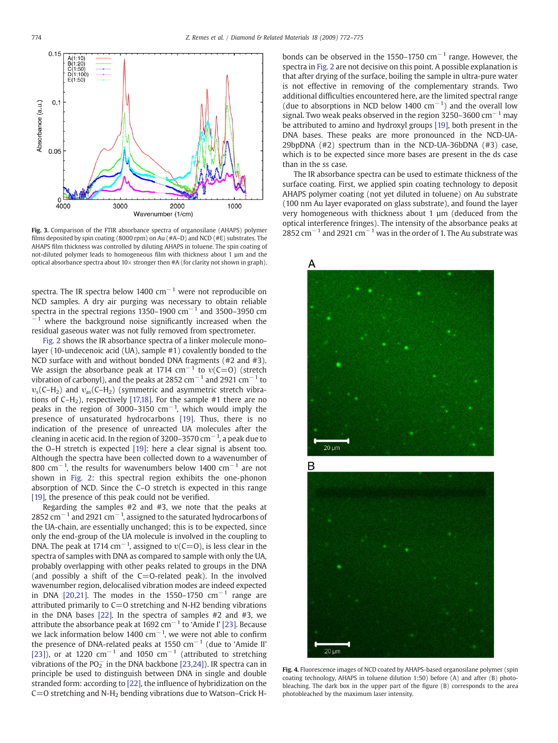Fig. 3. Comparison of the FTIR absorbance spectra of organosilane (AHAPS) polymer films deposited by spin coating (8000 rpm) on Au (#A–D) and NCD (#E) substrates. The AHAPS film thickness was controlled by diluting AHAPS in toluene. The spin coating of not-diluted polymer leads to homogeneous film with thickness about 1 µm and the optical absorbance spectra about 10× stronger then #A (for clarity not shown in graph).

spectra. The IR spectra below 1400 cm$^{-1}$ were not reproducible on NCD samples. A dry air purging was necessary to obtain reliable spectra in the spectral regions 1350–1900 cm$^{-1}$ and 3500–3950 cm$^{-1}$ where the background noise significantly increased when the residual gaseous water was not fully removed from spectrometer.

Fig. 2 shows the IR absorbance spectra of a linker molecule monolayer (10-undecenoic acid (UA), sample #1) covalently bonded to the NCD surface with and without bonded DNA fragments (#2 and #3). We assign the absorbance peak at 1714 cm$^{-1}$ to $\upsilon$(C=O) (stretch vibration of carbonyl), and the peaks at 2852 cm$^{-1}$ and 2921 cm$^{-1}$ to $\upsilon_s(C–H_2)$ and $\upsilon_{as}(C–H_2)$ (symmetric and asymmetric stretch vibrations of $C–H_2$), respectively [17,18]. For the sample #1 there are no peaks in the region of 3000–3150 cm$^{-1}$, which would imply the presence of unsaturated hydrocarbons [19]. Thus, there is no indication of the presence of unreacted UA molecules after the cleaning in acetic acid. In the region of 3200–3570 cm$^{-1}$, a peak due to the O–H stretch is expected [19]: here a clear signal is absent too. Although the spectra have been collected down to a wavenumber of 800 cm$^{-1}$, the results for wavenumbers below 1400 cm$^{-1}$ are not shown in Fig. 2: this spectral region exhibits the one-phonon absorption of NCD. Since the C–O stretch is expected in this range [19], the presence of this peak could not be verified.

Regarding the samples #2 and #3, we note that the peaks at 2852 cm$^{-1}$ and 2921 cm$^{-1}$, assigned to the saturated hydrocarbons of the UA-chain, are essentially unchanged; this is to be expected, since only the end-group of the UA molecule is involved in the coupling to DNA. The peak at 1714 cm$^{-1}$, assigned to $\upsilon$(C=O), is less clear in the spectra of samples with DNA as compared to sample with only the UA, probably overlapping with other peaks related to groups in the DNA (and possibly a shift of the C=O-related peak). In the involved wavenumber region, delocalised vibration modes are indeed expected in DNA [20,21]. The modes in the 1550–1750 cm$^{-1}$ range are attributed primarily to C=O stretching and $N–H_2$ bending vibrations in the DNA bases [22]. In the spectra of samples #2 and #3, we attribute the absorbance peak at 1692 cm$^{-1}$ to 'Amide I' [23]. Because we lack information below 1400 cm$^{-1}$, we were not able to confirm the presence of DNA-related peaks at 1550 cm$^{-1}$ (due to 'Amide II' [23]), or at 1220 cm$^{-1}$ and 1050 cm$^{-1}$ (attributed to stretching vibrations of the $PO_2^-$ in the DNA backbone [23,24]). IR spectra can in principle be used to distinguish between DNA in single and double stranded form: according to [22], the influence of hybridization on the C=O stretching and $N–H_2$ bending vibrations due to Watson–Crick H-bonds can be observed in the 1550–1750 cm$^{-1}$ range. However, the spectra in Fig. 2 are not decisive on this point. A possible explanation is that after drying of the surface, boiling the sample in ultra-pure water is not effective in removing of the complementary strands. Two additional difficulties encountered here, are the limited spectral range (due to absorptions in NCD below 1400 cm$^{-1}$) and the overall low signal. Two weak peaks observed in the region 3250–3600 cm$^{-1}$ may be attributed to amino and hydroxyl groups [19], both present in the DNA bases. These peaks are more pronounced in the NCD-UA-29bpDNA (#2) spectrum than in the NCD-UA-36bDNA (#3) case, which is to be expected since more bases are present in the ds case than in the ss case.

The IR absorbance spectra can be used to estimate thickness of the surface coating. First, we applied spin coating technology to deposit AHAPS polymer coating (not yet diluted in toluene) on Au substrate (100 nm Au layer evaporated on glass substrate), and found the layer very homogeneous with thickness about 1 µm (deduced from the optical interference fringes). The intensity of the absorbance peaks at 2852 cm$^{-1}$ and 2921 cm$^{-1}$ was in the order of 1. The Au substrate was

Fig. 4. Fluorescence images of NCD coated by AHAPS-based organosilane polymer (spin coating technology, AHAPS in toluene dilution 1:50) before (A) and after (B) photobleaching. The dark box in the upper part of the figure (B) corresponds to the area photobleached by the maximum laser intensity.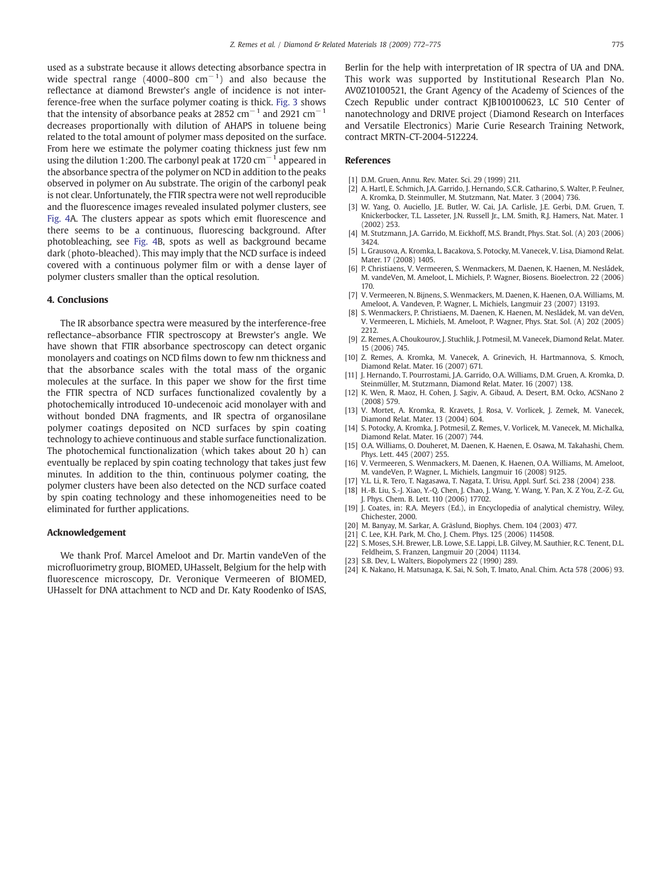used as a substrate because it allows detecting absorbance spectra in wide spectral range (4000–800 $cm^{-1}$) and also because the reflectance at diamond Brewster's angle of incidence is not interference-free when the surface polymer coating is thick. Fig. 3 shows that the intensity of absorbance peaks at 2852 $cm^{-1}$ and 2921 $cm^{-1}$ decreases proportionally with dilution of AHAPS in toluene being related to the total amount of polymer mass deposited on the surface. From here we estimate the polymer coating thickness just few nm using the dilution 1:200. The carbonyl peak at 1720 $cm^{-1}$ appeared in the absorbance spectra of the polymer on NCD in addition to the peaks observed in polymer on Au substrate. The origin of the carbonyl peak is not clear. Unfortunately, the FTIR spectra were not well reproducible and the fluorescence images revealed insulated polymer clusters, see Fig. 4A. The clusters appear as spots which emit fluorescence and there seems to be a continuous, fluorescing background. After photobleaching, see Fig. 4B, spots as well as background became dark (photo-bleached). This may imply that the NCD surface is indeed covered with a continuous polymer film or with a dense layer of polymer clusters smaller than the optical resolution.

## 4. Conclusions

The IR absorbance spectra were measured by the interference-free reflectance–absorbance FTIR spectroscopy at Brewster's angle. We have shown that FTIR absorbance spectroscopy can detect organic monolayers and coatings on NCD films down to few nm thickness and that the absorbance scales with the total mass of the organic molecules at the surface. In this paper we show for the first time the FTIR spectra of NCD surfaces functionalized covalently by a photochemically introduced 10-undecenoic acid monolayer with and without bonded DNA fragments, and IR spectra of organosilane polymer coatings deposited on NCD surfaces by spin coating technology to achieve continuous and stable surface functionalization. The photochemical functionalization (which takes about 20 h) can eventually be replaced by spin coating technology that takes just few minutes. In addition to the thin, continuous polymer coating, the polymer clusters have been also detected on the NCD surface coated by spin coating technology and these inhomogeneities need to be eliminated for further applications.

## Acknowledgement

We thank Prof. Marcel Ameloot and Dr. Martin vandeVen of the microfluorimetry group, BIOMED, UHasselt, Belgium for the help with fluorescence microscopy, Dr. Veronique Vermeeren of BIOMED, UHasselt for DNA attachment to NCD and Dr. Katy Roodenko of ISAS, Berlin for the help with interpretation of IR spectra of UA and DNA. This work was supported by Institutional Research Plan No. AV0Z10100521, the Grant Agency of the Academy of Sciences of the Czech Republic under contract KJB100100623, LC 510 Center of nanotechnology and DRIVE project (Diamond Research on Interfaces and Versatile Electronics) Marie Curie Research Training Network, contract MRTN-CT-2004-512224.

## References

[1] D.M. Gruen, Annu. Rev. Mater. Sci. 29 (1999) 211.
[2] A. Hartl, E. Schmich, J.A. Garrido, J. Hernando, S.C.R. Catharino, S. Walter, P. Feulner, A. Kromka, D. Steinmuller, M. Stutzmann, Nat. Mater. 3 (2004) 736.
[3] W. Yang, O. Auciello, J.E. Butler, W. Cai, J.A. Carlisle, J.E. Gerbi, D.M. Gruen, T. Knickerbocker, T.L. Lasseter, J.N. Russell Jr., L.M. Smith, R.J. Hamers, Nat. Mater. 1 (2002) 253.
[4] M. Stutzmann, J.A. Garrido, M. Eickhoff, M.S. Brandt, Phys. Stat. Sol. (A) 203 (2006) 3424.
[5] L. Grausova, A. Kromka, L. Bacakova, S. Potocky, M. Vanecek, V. Lisa, Diamond Relat. Mater. 17 (2008) 1405.
[6] P. Christiaens, V. Vermeeren, S. Wenmackers, M. Daenen, K. Haenen, M. Nesládek, M. vandeVen, M. Ameloot, L. Michiels, P. Wagner, Biosens. Bioelectron. 22 (2006) 170.
[7] V. Vermeeren, N. Bijnens, S. Wenmackers, M. Daenen, K. Haenen, O.A. Williams, M. Ameloot, A. Vandeven, P. Wagner, L. Michiels, Langmuir 23 (2007) 13193.
[8] S. Wenmackers, P. Christiaens, M. Daenen, K. Haenen, M. Neslâdek, M. van deVen, V. Vermeeren, L. Michiels, M. Ameloot, P. Wagner, Phys. Stat. Sol. (A) 202 (2005) 2212.
[9] Z. Remes, A. Choukourov, J. Stuchlik, J. Potmesil, M. Vanecek, Diamond Relat. Mater. 15 (2006) 745.
[10] Z. Remes, A. Kromka, M. Vanecek, A. Grinevich, H. Hartmannova, S. Kmoch, Diamond Relat. Mater. 16 (2007) 671.
[11] J. Hernando, T. Pourrostami, J.A. Garrido, O.A. Williams, D.M. Gruen, A. Kromka, D. Steinmüller, M. Stutzmann, Diamond Relat. Mater. 16 (2007) 138.
[12] K. Wen, R. Maoz, H. Cohen, J. Sagiv, A. Gibaud, A. Desert, B.M. Ocko, ACSNano 2 (2008) 579.
[13] V. Mortet, A. Kromka, R. Kravets, J. Rosa, V. Vorlicek, J. Zemek, M. Vanecek, Diamond Relat. Mater. 13 (2004) 604.
[14] S. Potocky, A. Kromka, J. Potmesil, Z. Remes, V. Vorlicek, M. Vanecek, M. Michalka, Diamond Relat. Mater. 16 (2007) 744.
[15] O.A. Williams, O. Douheret, M. Daenen, K. Haenen, E. Osawa, M. Takahashi, Chem. Phys. Lett. 445 (2007) 255.
[16] V. Vermeeren, S. Wenmackers, M. Daenen, K. Haenen, O.A. Williams, M. Ameloot, M. vandeVen, P. Wagner, L. Michiels, Langmuir 16 (2008) 9125.
[17] Y.L. Li, R. Tero, T. Nagasawa, T. Nagata, T. Urisu, Appl. Surf. Sci. 238 (2004) 238.
[18] H.-B. Liu, S.-J. Xiao, Y.-Q. Chen, J. Chao, J. Wang, Y. Wang, Y. Pan, X. Z You, Z.-Z. Gu, J. Phys. Chem. B. Lett. 110 (2006) 17702.
[19] J. Coates, in: R.A. Meyers (Ed.), in Encyclopedia of analytical chemistry, Wiley, Chichester, 2000.
[20] M. Banyay, M. Sarkar, A. Gräslund, Biophys. Chem. 104 (2003) 477.
[21] C. Lee, K.H. Park, M. Cho, J. Chem. Phys. 125 (2006) 114508.
[22] S. Moses, S.H. Brewer, L.B. Lowe, S.E. Lappi, L.B. Gilvey, M. Sauthier, R.C. Tenent, D.L. Feldheim, S. Franzen, Langmuir 20 (2004) 11134.
[23] S.B. Dev, L. Walters, Biopolymers 22 (1990) 289.
[24] K. Nakano, H. Matsunaga, K. Sai, N. Soh, T. Imato, Anal. Chim. Acta 578 (2006) 93.